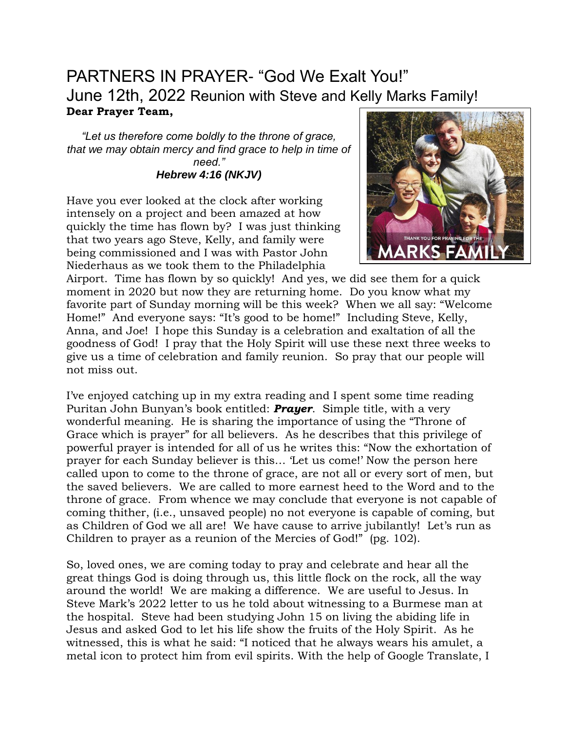# PARTNERS IN PRAYER- "God We Exalt You!"

## June 12th, 2022 Reunion with Steve and Kelly Marks Family!

**Dear Prayer Team,**

*"Let us therefore come boldly to the throne of grace, that we may obtain mercy and find grace to help in time of need."*
***Hebrew 4:16 (NKJV)***

Have you ever looked at the clock after working intensely on a project and been amazed at how quickly the time has flown by? I was just thinking that two years ago Steve, Kelly, and family were being commissioned and I was with Pastor John Niederhaus as we took them to the Philadelphia Airport. Time has flown by so quickly! And yes, we did see them for a quick moment in 2020 but now they are returning home. Do you know what my favorite part of Sunday morning will be this week? When we all say: "Welcome Home!" And everyone says: "It's good to be home!" Including Steve, Kelly, Anna, and Joe! I hope this Sunday is a celebration and exaltation of all the goodness of God! I pray that the Holy Spirit will use these next three weeks to give us a time of celebration and family reunion. So pray that our people will not miss out.

I've enjoyed catching up in my extra reading and I spent some time reading Puritan John Bunyan's book entitled: ***Prayer***. Simple title, with a very wonderful meaning. He is sharing the importance of using the "Throne of Grace which is prayer" for all believers. As he describes that this privilege of powerful prayer is intended for all of us he writes this: "Now the exhortation of prayer for each Sunday believer is this… 'Let us come!' Now the person here called upon to come to the throne of grace, are not all or every sort of men, but the saved believers. We are called to more earnest heed to the Word and to the throne of grace. From whence we may conclude that everyone is not capable of coming thither, (i.e., unsaved people) no not everyone is capable of coming, but as Children of God we all are! We have cause to arrive jubilantly! Let's run as Children to prayer as a reunion of the Mercies of God!" (pg. 102).

So, loved ones, we are coming today to pray and celebrate and hear all the great things God is doing through us, this little flock on the rock, all the way around the world! We are making a difference. We are useful to Jesus. In Steve Mark's 2022 letter to us he told about witnessing to a Burmese man at the hospital. Steve had been studying John 15 on living the abiding life in Jesus and asked God to let his life show the fruits of the Holy Spirit. As he witnessed, this is what he said: "I noticed that he always wears his amulet, a metal icon to protect him from evil spirits. With the help of Google Translate, I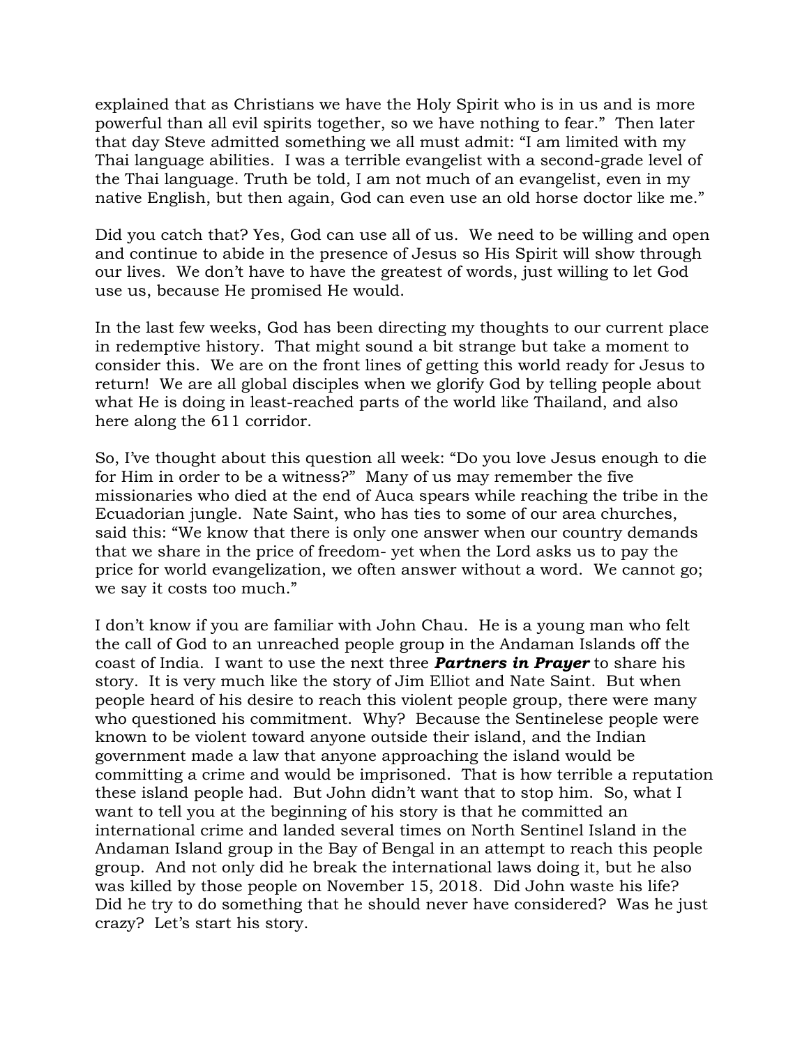explained that as Christians we have the Holy Spirit who is in us and is more powerful than all evil spirits together, so we have nothing to fear." Then later that day Steve admitted something we all must admit: "I am limited with my Thai language abilities. I was a terrible evangelist with a second-grade level of the Thai language. Truth be told, I am not much of an evangelist, even in my native English, but then again, God can even use an old horse doctor like me."

Did you catch that? Yes, God can use all of us. We need to be willing and open and continue to abide in the presence of Jesus so His Spirit will show through our lives. We don't have to have the greatest of words, just willing to let God use us, because He promised He would.

In the last few weeks, God has been directing my thoughts to our current place in redemptive history. That might sound a bit strange but take a moment to consider this. We are on the front lines of getting this world ready for Jesus to return! We are all global disciples when we glorify God by telling people about what He is doing in least-reached parts of the world like Thailand, and also here along the 611 corridor.

So, I've thought about this question all week: "Do you love Jesus enough to die for Him in order to be a witness?" Many of us may remember the five missionaries who died at the end of Auca spears while reaching the tribe in the Ecuadorian jungle. Nate Saint, who has ties to some of our area churches, said this: "We know that there is only one answer when our country demands that we share in the price of freedom- yet when the Lord asks us to pay the price for world evangelization, we often answer without a word. We cannot go; we say it costs too much."

I don't know if you are familiar with John Chau. He is a young man who felt the call of God to an unreached people group in the Andaman Islands off the coast of India. I want to use the next three ***Partners in Prayer*** to share his story. It is very much like the story of Jim Elliot and Nate Saint. But when people heard of his desire to reach this violent people group, there were many who questioned his commitment. Why? Because the Sentinelese people were known to be violent toward anyone outside their island, and the Indian government made a law that anyone approaching the island would be committing a crime and would be imprisoned. That is how terrible a reputation these island people had. But John didn't want that to stop him. So, what I want to tell you at the beginning of his story is that he committed an international crime and landed several times on North Sentinel Island in the Andaman Island group in the Bay of Bengal in an attempt to reach this people group. And not only did he break the international laws doing it, but he also was killed by those people on November 15, 2018. Did John waste his life? Did he try to do something that he should never have considered? Was he just crazy? Let's start his story.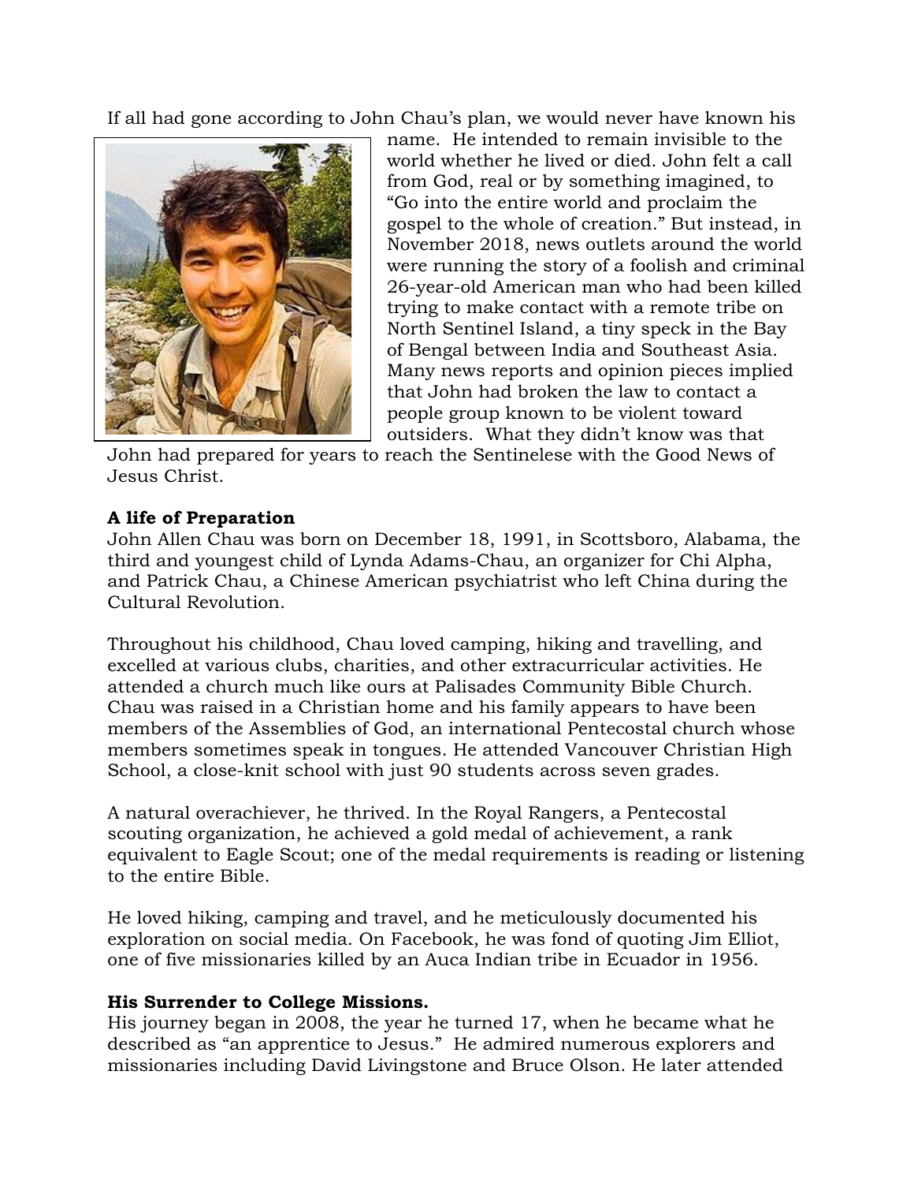If all had gone according to John Chau's plan, we would never have known his name. He intended to remain invisible to the world whether he lived or died. John felt a call from God, real or by something imagined, to "Go into the entire world and proclaim the gospel to the whole of creation." But instead, in November 2018, news outlets around the world were running the story of a foolish and criminal 26-year-old American man who had been killed trying to make contact with a remote tribe on North Sentinel Island, a tiny speck in the Bay of Bengal between India and Southeast Asia. Many news reports and opinion pieces implied that John had broken the law to contact a people group known to be violent toward outsiders. What they didn't know was that John had prepared for years to reach the Sentinelese with the Good News of Jesus Christ.

**A life of Preparation**

John Allen Chau was born on December 18, 1991, in Scottsboro, Alabama, the third and youngest child of Lynda Adams-Chau, an organizer for Chi Alpha, and Patrick Chau, a Chinese American psychiatrist who left China during the Cultural Revolution.

Throughout his childhood, Chau loved camping, hiking and travelling, and excelled at various clubs, charities, and other extracurricular activities. He attended a church much like ours at Palisades Community Bible Church. Chau was raised in a Christian home and his family appears to have been members of the Assemblies of God, an international Pentecostal church whose members sometimes speak in tongues. He attended Vancouver Christian High School, a close-knit school with just 90 students across seven grades.

A natural overachiever, he thrived. In the Royal Rangers, a Pentecostal scouting organization, he achieved a gold medal of achievement, a rank equivalent to Eagle Scout; one of the medal requirements is reading or listening to the entire Bible.

He loved hiking, camping and travel, and he meticulously documented his exploration on social media. On Facebook, he was fond of quoting Jim Elliot, one of five missionaries killed by an Auca Indian tribe in Ecuador in 1956.

**His Surrender to College Missions.**

His journey began in 2008, the year he turned 17, when he became what he described as "an apprentice to Jesus." He admired numerous explorers and missionaries including David Livingstone and Bruce Olson. He later attended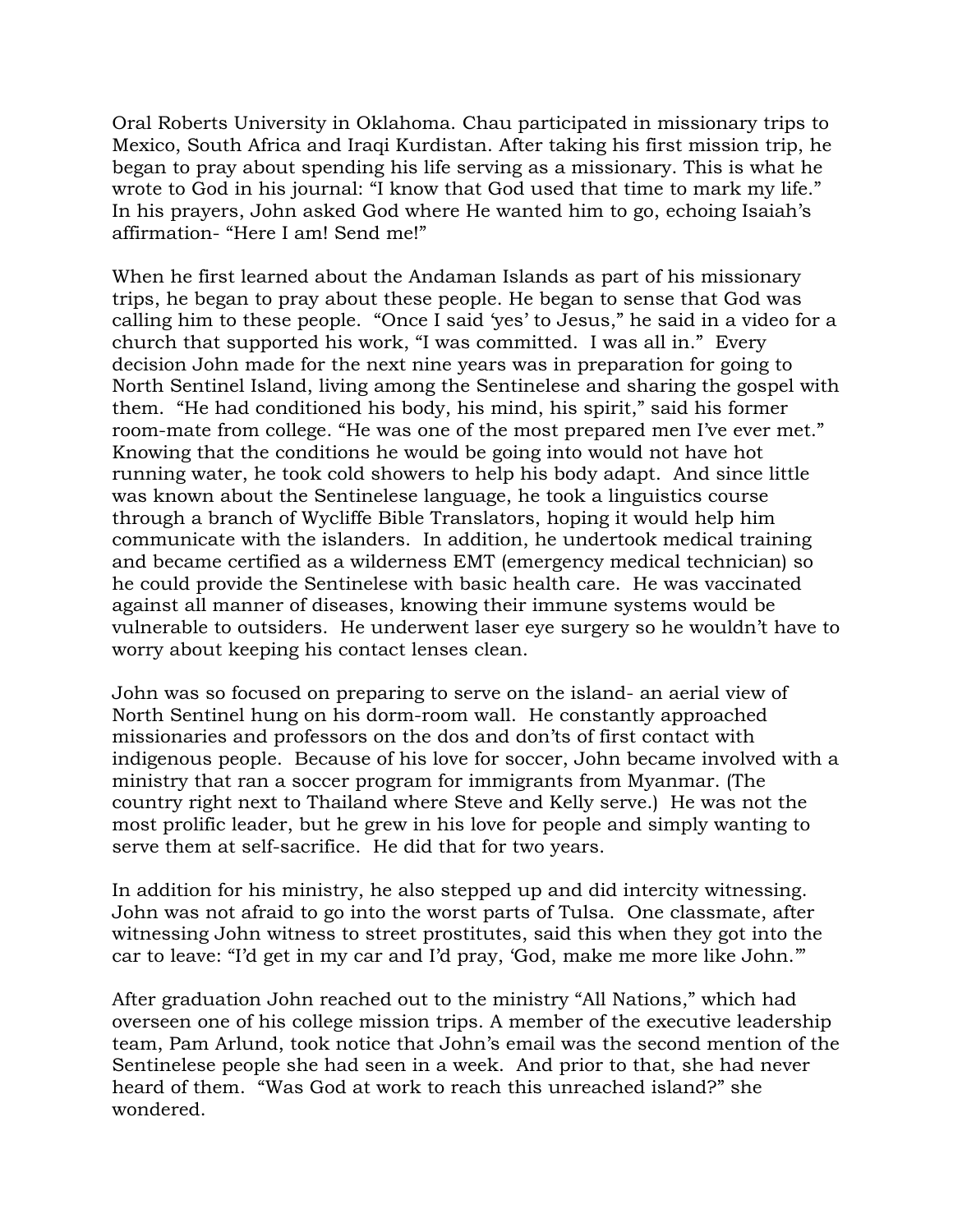Oral Roberts University in Oklahoma. Chau participated in missionary trips to Mexico, South Africa and Iraqi Kurdistan. After taking his first mission trip, he began to pray about spending his life serving as a missionary. This is what he wrote to God in his journal: "I know that God used that time to mark my life." In his prayers, John asked God where He wanted him to go, echoing Isaiah's affirmation- "Here I am! Send me!"

When he first learned about the Andaman Islands as part of his missionary trips, he began to pray about these people. He began to sense that God was calling him to these people. "Once I said 'yes' to Jesus," he said in a video for a church that supported his work, "I was committed. I was all in." Every decision John made for the next nine years was in preparation for going to North Sentinel Island, living among the Sentinelese and sharing the gospel with them. "He had conditioned his body, his mind, his spirit," said his former room-mate from college. "He was one of the most prepared men I've ever met." Knowing that the conditions he would be going into would not have hot running water, he took cold showers to help his body adapt. And since little was known about the Sentinelese language, he took a linguistics course through a branch of Wycliffe Bible Translators, hoping it would help him communicate with the islanders. In addition, he undertook medical training and became certified as a wilderness EMT (emergency medical technician) so he could provide the Sentinelese with basic health care. He was vaccinated against all manner of diseases, knowing their immune systems would be vulnerable to outsiders. He underwent laser eye surgery so he wouldn't have to worry about keeping his contact lenses clean.

John was so focused on preparing to serve on the island- an aerial view of North Sentinel hung on his dorm-room wall. He constantly approached missionaries and professors on the dos and don'ts of first contact with indigenous people. Because of his love for soccer, John became involved with a ministry that ran a soccer program for immigrants from Myanmar. (The country right next to Thailand where Steve and Kelly serve.) He was not the most prolific leader, but he grew in his love for people and simply wanting to serve them at self-sacrifice. He did that for two years.

In addition for his ministry, he also stepped up and did intercity witnessing. John was not afraid to go into the worst parts of Tulsa. One classmate, after witnessing John witness to street prostitutes, said this when they got into the car to leave: "I'd get in my car and I'd pray, 'God, make me more like John.'"

After graduation John reached out to the ministry "All Nations," which had overseen one of his college mission trips. A member of the executive leadership team, Pam Arlund, took notice that John's email was the second mention of the Sentinelese people she had seen in a week. And prior to that, she had never heard of them. "Was God at work to reach this unreached island?" she wondered.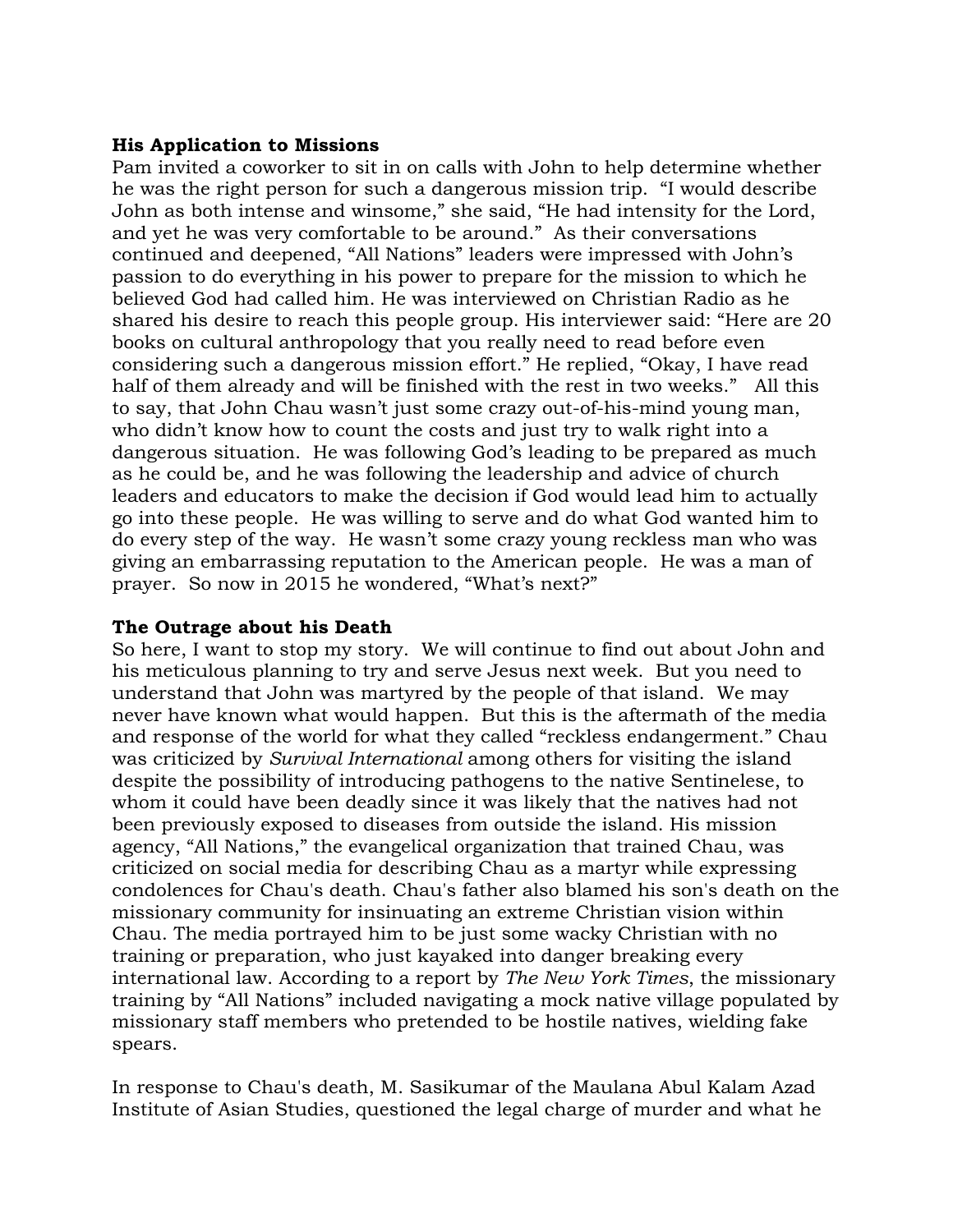**His Application to Missions**

Pam invited a coworker to sit in on calls with John to help determine whether he was the right person for such a dangerous mission trip. "I would describe John as both intense and winsome," she said, "He had intensity for the Lord, and yet he was very comfortable to be around." As their conversations continued and deepened, "All Nations" leaders were impressed with John's passion to do everything in his power to prepare for the mission to which he believed God had called him. He was interviewed on Christian Radio as he shared his desire to reach this people group. His interviewer said: "Here are 20 books on cultural anthropology that you really need to read before even considering such a dangerous mission effort." He replied, "Okay, I have read half of them already and will be finished with the rest in two weeks." All this to say, that John Chau wasn't just some crazy out-of-his-mind young man, who didn't know how to count the costs and just try to walk right into a dangerous situation. He was following God's leading to be prepared as much as he could be, and he was following the leadership and advice of church leaders and educators to make the decision if God would lead him to actually go into these people. He was willing to serve and do what God wanted him to do every step of the way. He wasn't some crazy young reckless man who was giving an embarrassing reputation to the American people. He was a man of prayer. So now in 2015 he wondered, "What's next?"

**The Outrage about his Death**

So here, I want to stop my story. We will continue to find out about John and his meticulous planning to try and serve Jesus next week. But you need to understand that John was martyred by the people of that island. We may never have known what would happen. But this is the aftermath of the media and response of the world for what they called "reckless endangerment." Chau was criticized by *Survival International* among others for visiting the island despite the possibility of introducing pathogens to the native Sentinelese, to whom it could have been deadly since it was likely that the natives had not been previously exposed to diseases from outside the island. His mission agency, "All Nations," the evangelical organization that trained Chau, was criticized on social media for describing Chau as a martyr while expressing condolences for Chau's death. Chau's father also blamed his son's death on the missionary community for insinuating an extreme Christian vision within Chau. The media portrayed him to be just some wacky Christian with no training or preparation, who just kayaked into danger breaking every international law. According to a report by *The New York Times*, the missionary training by "All Nations" included navigating a mock native village populated by missionary staff members who pretended to be hostile natives, wielding fake spears.

In response to Chau's death, M. Sasikumar of the Maulana Abul Kalam Azad Institute of Asian Studies, questioned the legal charge of murder and what he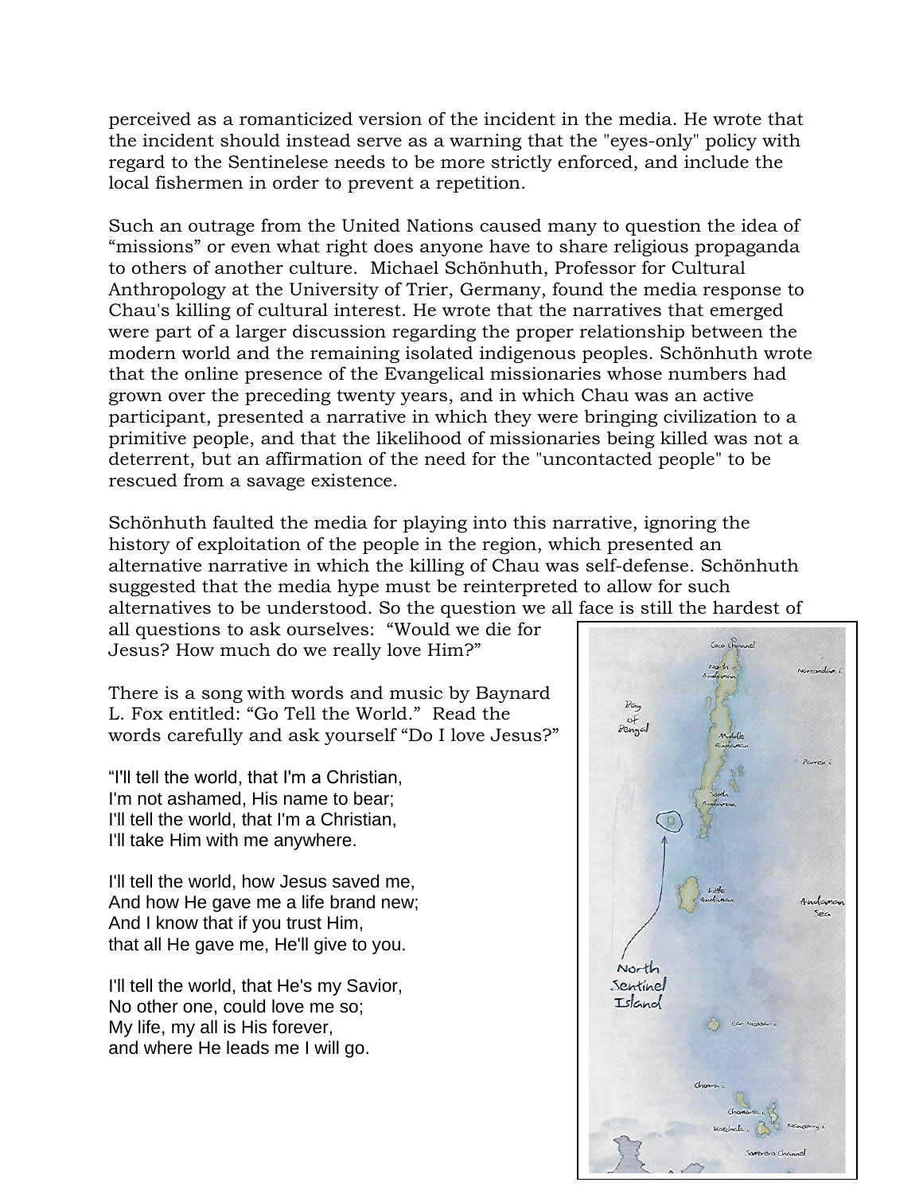perceived as a romanticized version of the incident in the media. He wrote that the incident should instead serve as a warning that the "eyes-only" policy with regard to the Sentinelese needs to be more strictly enforced, and include the local fishermen in order to prevent a repetition.

Such an outrage from the United Nations caused many to question the idea of “missions” or even what right does anyone have to share religious propaganda to others of another culture. Michael Schönhuth, Professor for Cultural Anthropology at the University of Trier, Germany, found the media response to Chau's killing of cultural interest. He wrote that the narratives that emerged were part of a larger discussion regarding the proper relationship between the modern world and the remaining isolated indigenous peoples. Schönhuth wrote that the online presence of the Evangelical missionaries whose numbers had grown over the preceding twenty years, and in which Chau was an active participant, presented a narrative in which they were bringing civilization to a primitive people, and that the likelihood of missionaries being killed was not a deterrent, but an affirmation of the need for the "uncontacted people" to be rescued from a savage existence.

Schönhuth faulted the media for playing into this narrative, ignoring the history of exploitation of the people in the region, which presented an alternative narrative in which the killing of Chau was self-defense. Schönhuth suggested that the media hype must be reinterpreted to allow for such alternatives to be understood. So the question we all face is still the hardest of all questions to ask ourselves: “Would we die for Jesus? How much do we really love Him?”

There is a song with words and music by Baynard L. Fox entitled: “Go Tell the World.” Read the words carefully and ask yourself “Do I love Jesus?”

“I'll tell the world, that I'm a Christian,
I'm not ashamed, His name to bear;
I'll tell the world, that I'm a Christian,
I'll take Him with me anywhere.

I'll tell the world, how Jesus saved me,
And how He gave me a life brand new;
And I know that if you trust Him,
that all He gave me, He'll give to you.

I'll tell the world, that He's my Savior,
No other one, could love me so;
My life, my all is His forever,
and where He leads me I will go.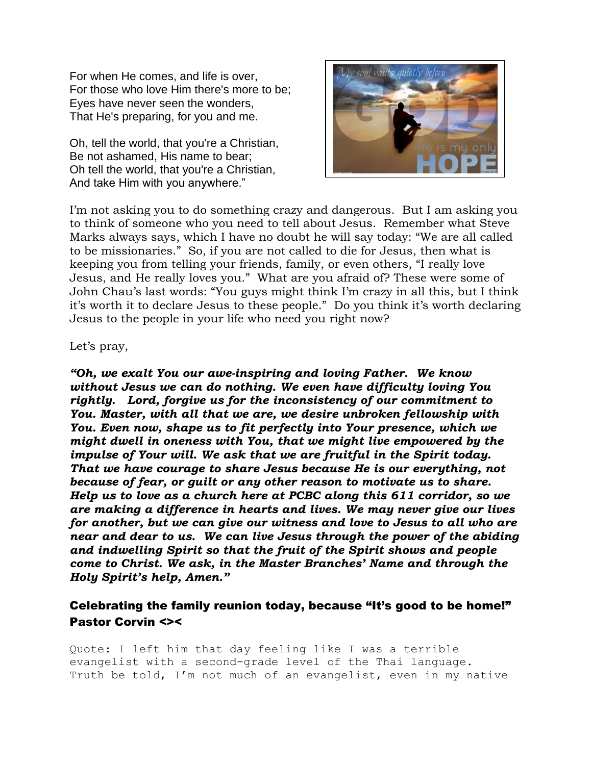For when He comes, and life is over,
For those who love Him there's more to be;
Eyes have never seen the wonders,
That He's preparing, for you and me.

Oh, tell the world, that you're a Christian,
Be not ashamed, His name to bear;
Oh tell the world, that you're a Christian,
And take Him with you anywhere."

I'm not asking you to do something crazy and dangerous. But I am asking you to think of someone who you need to tell about Jesus. Remember what Steve Marks always says, which I have no doubt he will say today: "We are all called to be missionaries." So, if you are not called to die for Jesus, then what is keeping you from telling your friends, family, or even others, "I really love Jesus, and He really loves you." What are you afraid of? These were some of John Chau's last words: "You guys might think I'm crazy in all this, but I think it's worth it to declare Jesus to these people." Do you think it's worth declaring Jesus to the people in your life who need you right now?

Let's pray,

***"Oh, we exalt You our awe-inspiring and loving Father. We know without Jesus we can do nothing. We even have difficulty loving You rightly. Lord, forgive us for the inconsistency of our commitment to You. Master, with all that we are, we desire unbroken fellowship with You. Even now, shape us to fit perfectly into Your presence, which we might dwell in oneness with You, that we might live empowered by the impulse of Your will. We ask that we are fruitful in the Spirit today. That we have courage to share Jesus because He is our everything, not because of fear, or guilt or any other reason to motivate us to share. Help us to love as a church here at PCBC along this 611 corridor, so we are making a difference in hearts and lives. We may never give our lives for another, but we can give our witness and love to Jesus to all who are near and dear to us. We can live Jesus through the power of the abiding and indwelling Spirit so that the fruit of the Spirit shows and people come to Christ. We ask, in the Master Branches' Name and through the Holy Spirit's help, Amen."***

**Celebrating the family reunion today, because "It's good to be home!"**
**Pastor Corvin <><**

Quote: I left him that day feeling like I was a terrible evangelist with a second-grade level of the Thai language. Truth be told, I'm not much of an evangelist, even in my native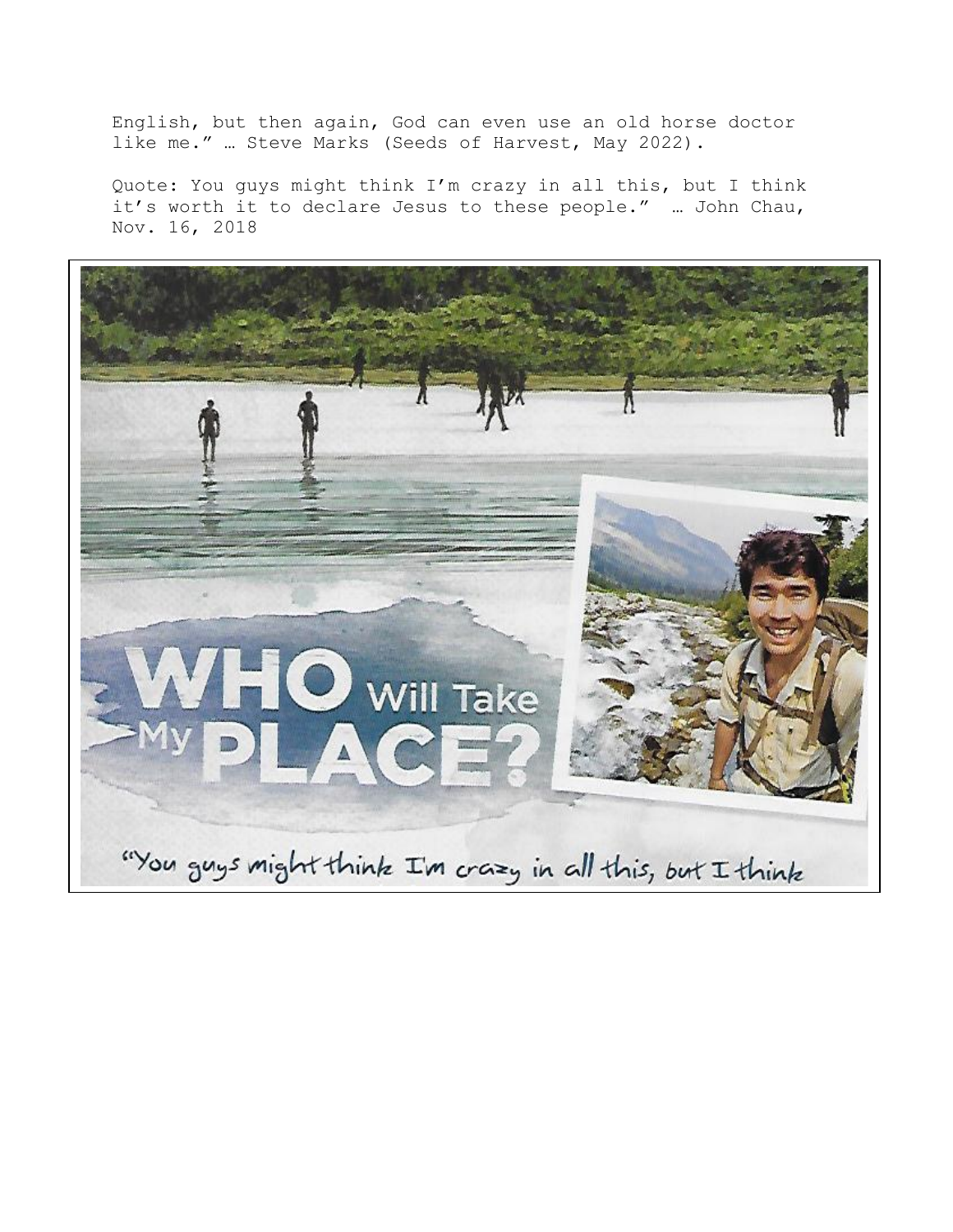English, but then again, God can even use an old horse doctor like me." … Steve Marks (Seeds of Harvest, May 2022).

Quote: You guys might think I'm crazy in all this, but I think it's worth it to declare Jesus to these people." … John Chau, Nov. 16, 2018